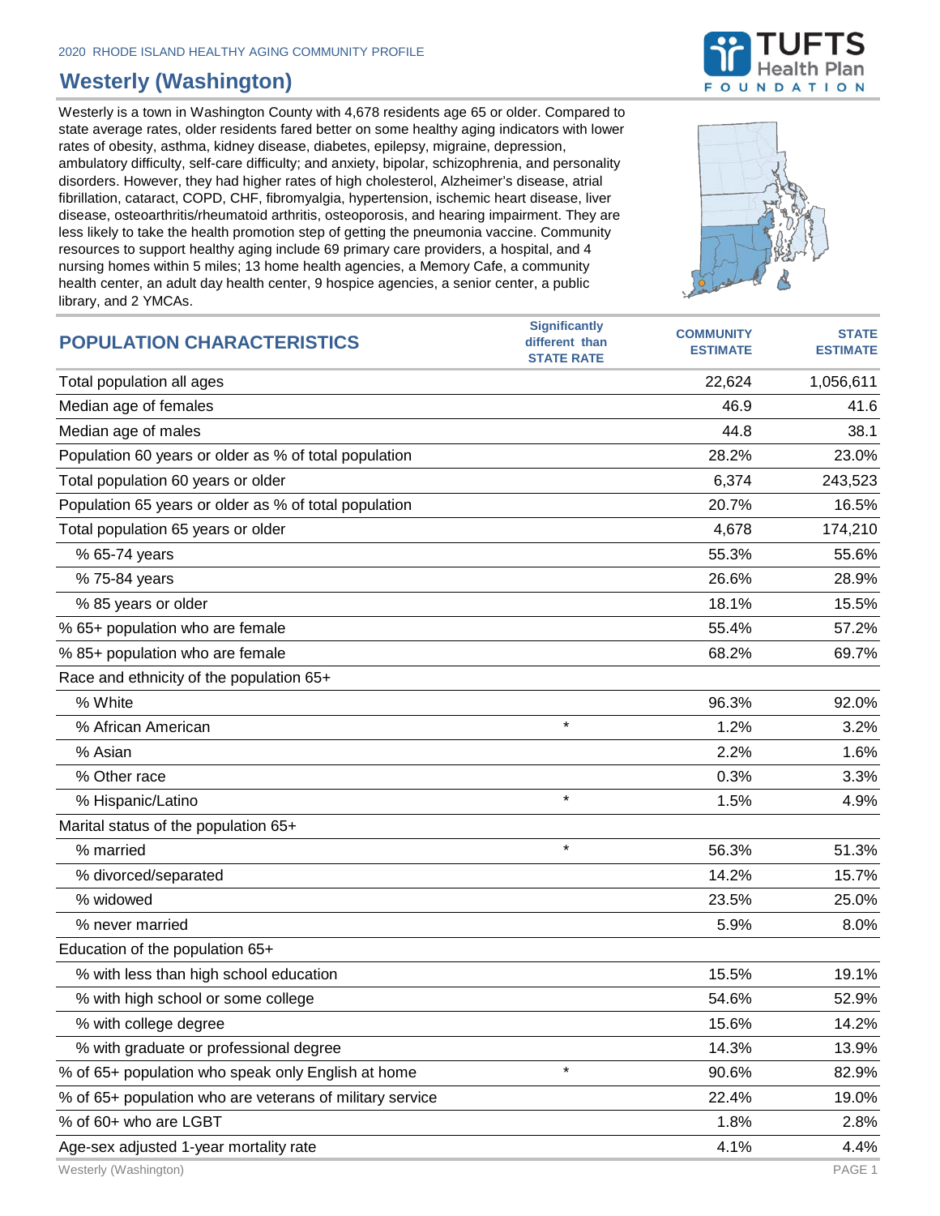2020 RHODE ISLAND HEALTHY AGING COMMUNITY PROFILE

# Westerly (Washington)

Westerly is a town in Washington County with 4,678 residents age 65 or older. Compared to state average rates, older residents fared better on some healthy aging indicators with lower rates of obesity, asthma, kidney disease, diabetes, epilepsy, migraine, depression, ambulatory difficulty, self-care difficulty; and anxiety, bipolar, schizophrenia, and personality disorders. However, they had higher rates of high cholesterol, Alzheimer's disease, atrial fibrillation, cataract, COPD, CHF, fibromyalgia, hypertension, ischemic heart disease, liver disease, osteoarthritis/rheumatoid arthritis, osteoporosis, and hearing impairment. They are less likely to take the health promotion step of getting the pneumonia vaccine. Community resources to support healthy aging include 69 primary care providers, a hospital, and 4 nursing homes within 5 miles; 13 home health agencies, a Memory Cafe, a community health center, an adult day health center, 9 hospice agencies, a senior center, a public library, and 2 YMCAs.

| POPULATION CHARACTERISTICS | Significantly different than STATE RATE | COMMUNITY ESTIMATE | STATE ESTIMATE |
|---|---|---|---|
| Total population all ages | | 22,624 | 1,056,611 |
| Median age of females | | 46.9 | 41.6 |
| Median age of males | | 44.8 | 38.1 |
| Population 60 years or older as % of total population | | 28.2% | 23.0% |
| Total population 60 years or older | | 6,374 | 243,523 |
| Population 65 years or older as % of total population | | 20.7% | 16.5% |
| Total population 65 years or older | | 4,678 | 174,210 |
| % 65-74 years | | 55.3% | 55.6% |
| % 75-84 years | | 26.6% | 28.9% |
| % 85 years or older | | 18.1% | 15.5% |
| % 65+ population who are female | | 55.4% | 57.2% |
| % 85+ population who are female | | 68.2% | 69.7% |
| Race and ethnicity of the population 65+ | | | |
| % White | | 96.3% | 92.0% |
| % African American | * | 1.2% | 3.2% |
| % Asian | | 2.2% | 1.6% |
| % Other race | | 0.3% | 3.3% |
| % Hispanic/Latino | * | 1.5% | 4.9% |
| Marital status of the population 65+ | | | |
| % married | * | 56.3% | 51.3% |
| % divorced/separated | | 14.2% | 15.7% |
| % widowed | | 23.5% | 25.0% |
| % never married | | 5.9% | 8.0% |
| Education of the population 65+ | | | |
| % with less than high school education | | 15.5% | 19.1% |
| % with high school or some college | | 54.6% | 52.9% |
| % with college degree | | 15.6% | 14.2% |
| % with graduate or professional degree | | 14.3% | 13.9% |
| % of 65+ population who speak only English at home | * | 90.6% | 82.9% |
| % of 65+ population who are veterans of military service | | 22.4% | 19.0% |
| % of 60+ who are LGBT | | 1.8% | 2.8% |
| Age-sex adjusted 1-year mortality rate | | 4.1% | 4.4% |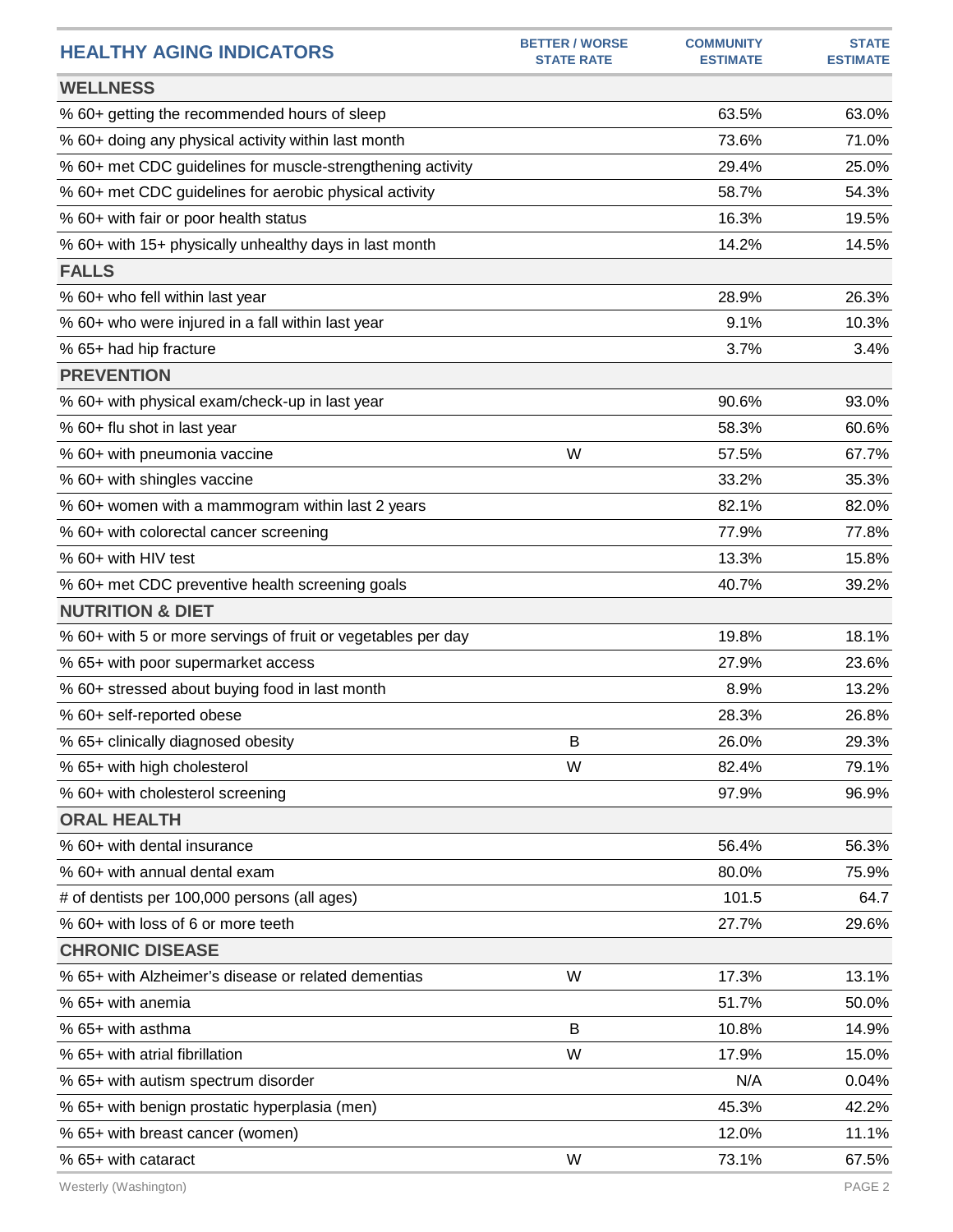| HEALTHY AGING INDICATORS | BETTER / WORSE STATE RATE | COMMUNITY ESTIMATE | STATE ESTIMATE |
|---|---|---|---|
| **WELLNESS** | | | |
| % 60+ getting the recommended hours of sleep | | 63.5% | 63.0% |
| % 60+ doing any physical activity within last month | | 73.6% | 71.0% |
| % 60+ met CDC guidelines for muscle-strengthening activity | | 29.4% | 25.0% |
| % 60+ met CDC guidelines for aerobic physical activity | | 58.7% | 54.3% |
| % 60+ with fair or poor health status | | 16.3% | 19.5% |
| % 60+ with 15+ physically unhealthy days in last month | | 14.2% | 14.5% |
| **FALLS** | | | |
| % 60+ who fell within last year | | 28.9% | 26.3% |
| % 60+ who were injured in a fall within last year | | 9.1% | 10.3% |
| % 65+ had hip fracture | | 3.7% | 3.4% |
| **PREVENTION** | | | |
| % 60+ with physical exam/check-up in last year | | 90.6% | 93.0% |
| % 60+ flu shot in last year | | 58.3% | 60.6% |
| % 60+ with pneumonia vaccine | W | 57.5% | 67.7% |
| % 60+ with shingles vaccine | | 33.2% | 35.3% |
| % 60+ women with a mammogram within last 2 years | | 82.1% | 82.0% |
| % 60+ with colorectal cancer screening | | 77.9% | 77.8% |
| % 60+ with HIV test | | 13.3% | 15.8% |
| % 60+ met CDC preventive health screening goals | | 40.7% | 39.2% |
| **NUTRITION & DIET** | | | |
| % 60+ with 5 or more servings of fruit or vegetables per day | | 19.8% | 18.1% |
| % 65+ with poor supermarket access | | 27.9% | 23.6% |
| % 60+ stressed about buying food in last month | | 8.9% | 13.2% |
| % 60+ self-reported obese | | 28.3% | 26.8% |
| % 65+ clinically diagnosed obesity | B | 26.0% | 29.3% |
| % 65+ with high cholesterol | W | 82.4% | 79.1% |
| % 60+ with cholesterol screening | | 97.9% | 96.9% |
| **ORAL HEALTH** | | | |
| % 60+ with dental insurance | | 56.4% | 56.3% |
| % 60+ with annual dental exam | | 80.0% | 75.9% |
| # of dentists per 100,000 persons (all ages) | | 101.5 | 64.7 |
| % 60+ with loss of 6 or more teeth | | 27.7% | 29.6% |
| **CHRONIC DISEASE** | | | |
| % 65+ with Alzheimer's disease or related dementias | W | 17.3% | 13.1% |
| % 65+ with anemia | | 51.7% | 50.0% |
| % 65+ with asthma | B | 10.8% | 14.9% |
| % 65+ with atrial fibrillation | W | 17.9% | 15.0% |
| % 65+ with autism spectrum disorder | | N/A | 0.04% |
| % 65+ with benign prostatic hyperplasia (men) | | 45.3% | 42.2% |
| % 65+ with breast cancer (women) | | 12.0% | 11.1% |
| % 65+ with cataract | W | 73.1% | 67.5% |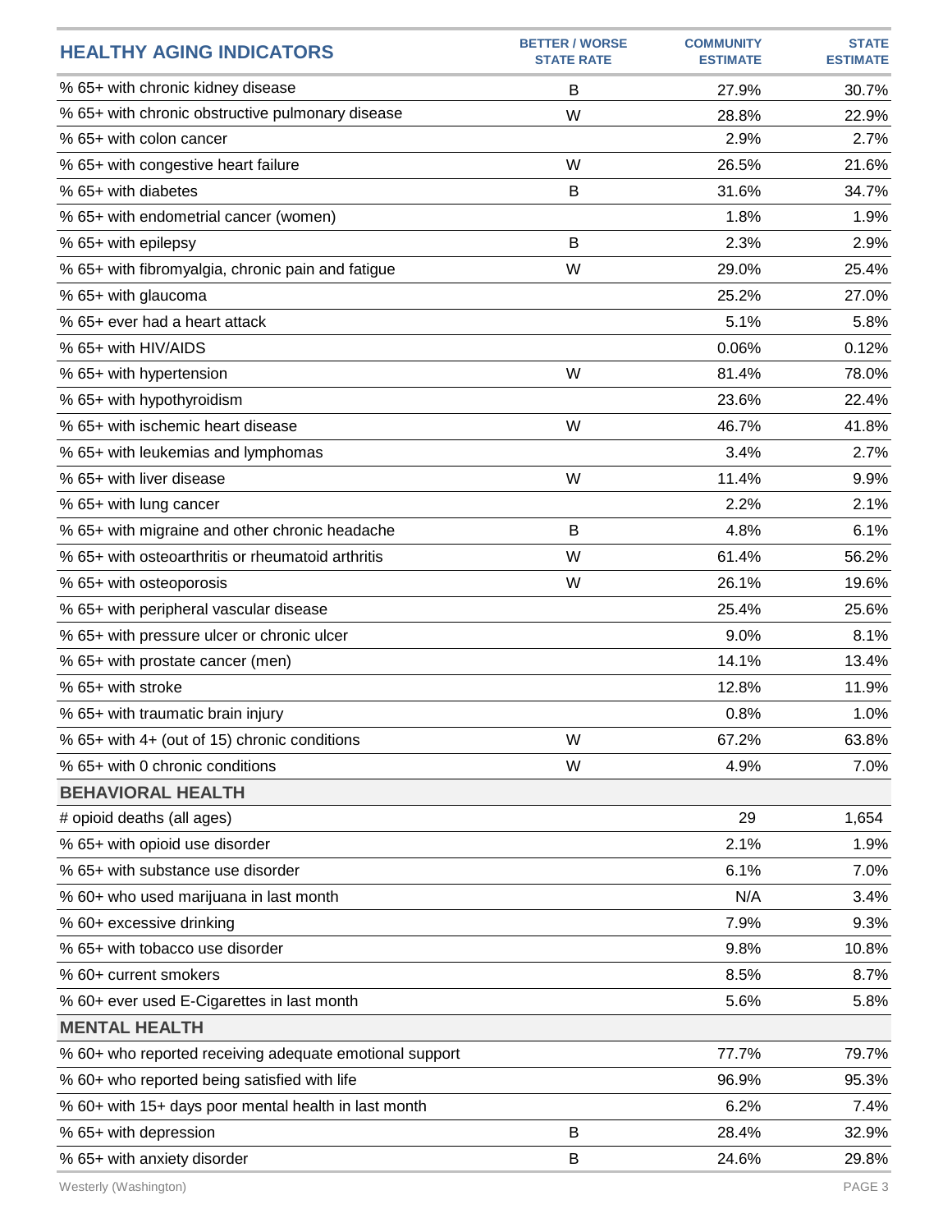| HEALTHY AGING INDICATORS | BETTER / WORSE STATE RATE | COMMUNITY ESTIMATE | STATE ESTIMATE |
|---|---|---|---|
| % 65+ with chronic kidney disease | B | 27.9% | 30.7% |
| % 65+ with chronic obstructive pulmonary disease | W | 28.8% | 22.9% |
| % 65+ with colon cancer | | 2.9% | 2.7% |
| % 65+ with congestive heart failure | W | 26.5% | 21.6% |
| % 65+ with diabetes | B | 31.6% | 34.7% |
| % 65+ with endometrial cancer (women) | | 1.8% | 1.9% |
| % 65+ with epilepsy | B | 2.3% | 2.9% |
| % 65+ with fibromyalgia, chronic pain and fatigue | W | 29.0% | 25.4% |
| % 65+ with glaucoma | | 25.2% | 27.0% |
| % 65+ ever had a heart attack | | 5.1% | 5.8% |
| % 65+ with HIV/AIDS | | 0.06% | 0.12% |
| % 65+ with hypertension | W | 81.4% | 78.0% |
| % 65+ with hypothyroidism | | 23.6% | 22.4% |
| % 65+ with ischemic heart disease | W | 46.7% | 41.8% |
| % 65+ with leukemias and lymphomas | | 3.4% | 2.7% |
| % 65+ with liver disease | W | 11.4% | 9.9% |
| % 65+ with lung cancer | | 2.2% | 2.1% |
| % 65+ with migraine and other chronic headache | B | 4.8% | 6.1% |
| % 65+ with osteoarthritis or rheumatoid arthritis | W | 61.4% | 56.2% |
| % 65+ with osteoporosis | W | 26.1% | 19.6% |
| % 65+ with peripheral vascular disease | | 25.4% | 25.6% |
| % 65+ with pressure ulcer or chronic ulcer | | 9.0% | 8.1% |
| % 65+ with prostate cancer (men) | | 14.1% | 13.4% |
| % 65+ with stroke | | 12.8% | 11.9% |
| % 65+ with traumatic brain injury | | 0.8% | 1.0% |
| % 65+ with 4+ (out of 15) chronic conditions | W | 67.2% | 63.8% |
| % 65+ with 0 chronic conditions | W | 4.9% | 7.0% |
| **BEHAVIORAL HEALTH** | | | |
| # opioid deaths (all ages) | | 29 | 1,654 |
| % 65+ with opioid use disorder | | 2.1% | 1.9% |
| % 65+ with substance use disorder | | 6.1% | 7.0% |
| % 60+ who used marijuana in last month | | N/A | 3.4% |
| % 60+ excessive drinking | | 7.9% | 9.3% |
| % 65+ with tobacco use disorder | | 9.8% | 10.8% |
| % 60+ current smokers | | 8.5% | 8.7% |
| % 60+ ever used E-Cigarettes in last month | | 5.6% | 5.8% |
| **MENTAL HEALTH** | | | |
| % 60+ who reported receiving adequate emotional support | | 77.7% | 79.7% |
| % 60+ who reported being satisfied with life | | 96.9% | 95.3% |
| % 60+ with 15+ days poor mental health in last month | | 6.2% | 7.4% |
| % 65+ with depression | B | 28.4% | 32.9% |
| % 65+ with anxiety disorder | B | 24.6% | 29.8% |

Westerly (Washington)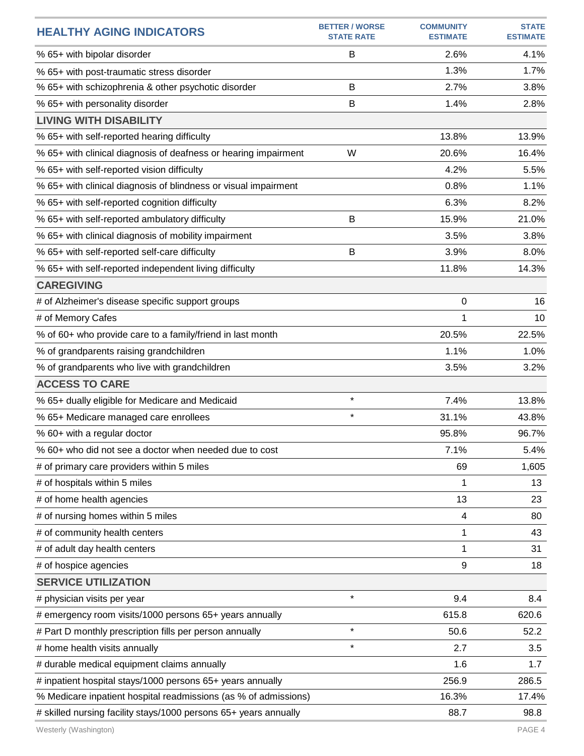| HEALTHY AGING INDICATORS | BETTER / WORSE STATE RATE | COMMUNITY ESTIMATE | STATE ESTIMATE |
|---|---|---|---|
| % 65+ with bipolar disorder | B | 2.6% | 4.1% |
| % 65+ with post-traumatic stress disorder | | 1.3% | 1.7% |
| % 65+ with schizophrenia & other psychotic disorder | B | 2.7% | 3.8% |
| % 65+ with personality disorder | B | 1.4% | 2.8% |
| **LIVING WITH DISABILITY** | | | |
| % 65+ with self-reported hearing difficulty | | 13.8% | 13.9% |
| % 65+ with clinical diagnosis of deafness or hearing impairment | W | 20.6% | 16.4% |
| % 65+ with self-reported vision difficulty | | 4.2% | 5.5% |
| % 65+ with clinical diagnosis of blindness or visual impairment | | 0.8% | 1.1% |
| % 65+ with self-reported cognition difficulty | | 6.3% | 8.2% |
| % 65+ with self-reported ambulatory difficulty | B | 15.9% | 21.0% |
| % 65+ with clinical diagnosis of mobility impairment | | 3.5% | 3.8% |
| % 65+ with self-reported self-care difficulty | B | 3.9% | 8.0% |
| % 65+ with self-reported independent living difficulty | | 11.8% | 14.3% |
| **CAREGIVING** | | | |
| # of Alzheimer's disease specific support groups | | 0 | 16 |
| # of Memory Cafes | | 1 | 10 |
| % of 60+ who provide care to a family/friend in last month | | 20.5% | 22.5% |
| % of grandparents raising grandchildren | | 1.1% | 1.0% |
| % of grandparents who live with grandchildren | | 3.5% | 3.2% |
| **ACCESS TO CARE** | | | |
| % 65+ dually eligible for Medicare and Medicaid | * | 7.4% | 13.8% |
| % 65+ Medicare managed care enrollees | * | 31.1% | 43.8% |
| % 60+ with a regular doctor | | 95.8% | 96.7% |
| % 60+ who did not see a doctor when needed due to cost | | 7.1% | 5.4% |
| # of primary care providers within 5 miles | | 69 | 1,605 |
| # of hospitals within 5 miles | | 1 | 13 |
| # of home health agencies | | 13 | 23 |
| # of nursing homes within 5 miles | | 4 | 80 |
| # of community health centers | | 1 | 43 |
| # of adult day health centers | | 1 | 31 |
| # of hospice agencies | | 9 | 18 |
| **SERVICE UTILIZATION** | | | |
| # physician visits per year | * | 9.4 | 8.4 |
| # emergency room visits/1000 persons 65+ years annually | | 615.8 | 620.6 |
| # Part D monthly prescription fills per person annually | * | 50.6 | 52.2 |
| # home health visits annually | * | 2.7 | 3.5 |
| # durable medical equipment claims annually | | 1.6 | 1.7 |
| # inpatient hospital stays/1000 persons 65+ years annually | | 256.9 | 286.5 |
| % Medicare inpatient hospital readmissions (as % of admissions) | | 16.3% | 17.4% |
| # skilled nursing facility stays/1000 persons 65+ years annually | | 88.7 | 98.8 |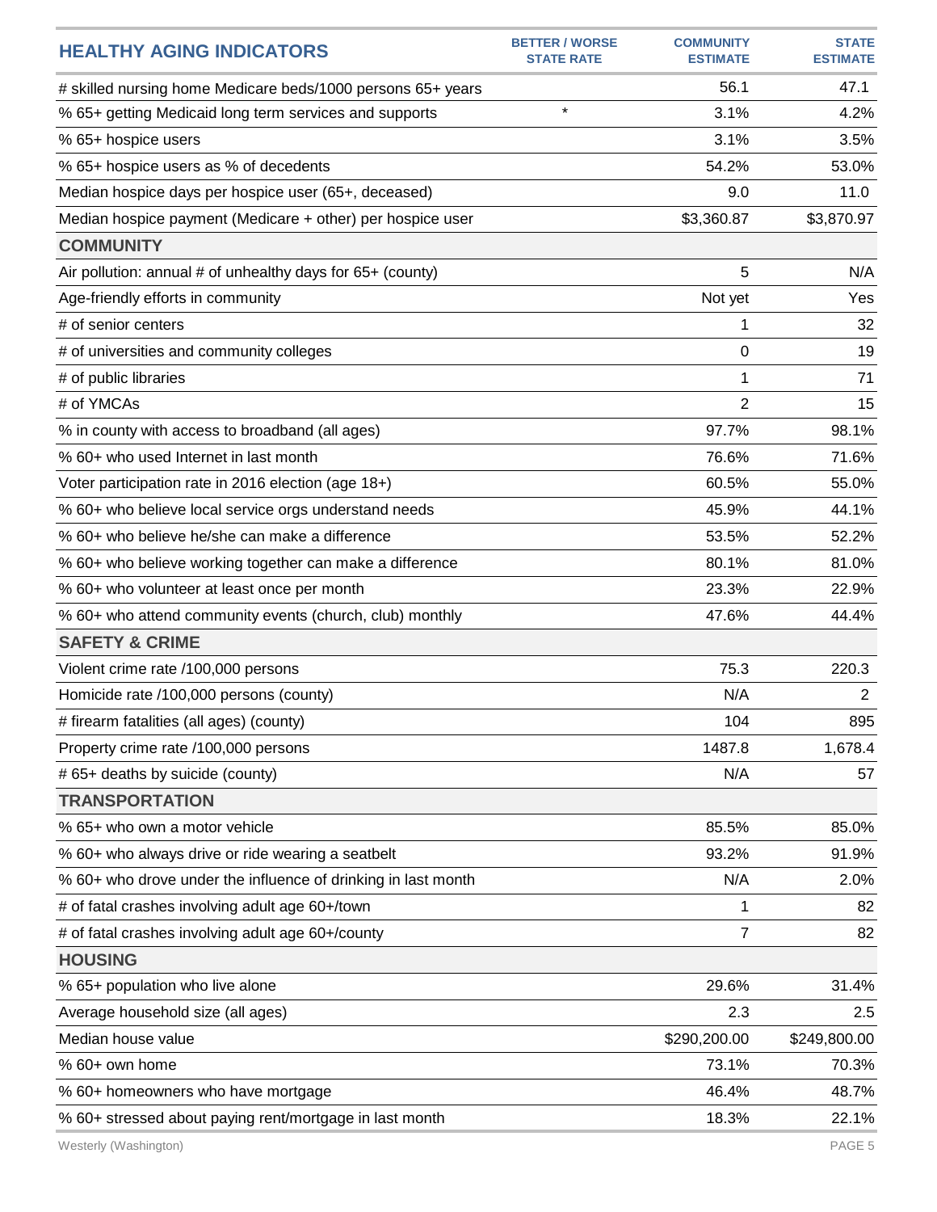| HEALTHY AGING INDICATORS | BETTER / WORSE STATE RATE | COMMUNITY ESTIMATE | STATE ESTIMATE |
|---|---|---|---|
| # skilled nursing home Medicare beds/1000 persons 65+ years | | 56.1 | 47.1 |
| % 65+ getting Medicaid long term services and supports | * | 3.1% | 4.2% |
| % 65+ hospice users | | 3.1% | 3.5% |
| % 65+ hospice users as % of decedents | | 54.2% | 53.0% |
| Median hospice days per hospice user (65+, deceased) | | 9.0 | 11.0 |
| Median hospice payment (Medicare + other) per hospice user | | $3,360.87 | $3,870.97 |
| **COMMUNITY** | | | |
| Air pollution: annual # of unhealthy days for 65+ (county) | | 5 | N/A |
| Age-friendly efforts in community | | Not yet | Yes |
| # of senior centers | | 1 | 32 |
| # of universities and community colleges | | 0 | 19 |
| # of public libraries | | 1 | 71 |
| # of YMCAs | | 2 | 15 |
| % in county with access to broadband (all ages) | | 97.7% | 98.1% |
| % 60+ who used Internet in last month | | 76.6% | 71.6% |
| Voter participation rate in 2016 election (age 18+) | | 60.5% | 55.0% |
| % 60+ who believe local service orgs understand needs | | 45.9% | 44.1% |
| % 60+ who believe he/she can make a difference | | 53.5% | 52.2% |
| % 60+ who believe working together can make a difference | | 80.1% | 81.0% |
| % 60+ who volunteer at least once per month | | 23.3% | 22.9% |
| % 60+ who attend community events (church, club) monthly | | 47.6% | 44.4% |
| **SAFETY & CRIME** | | | |
| Violent crime rate /100,000 persons | | 75.3 | 220.3 |
| Homicide rate /100,000 persons (county) | | N/A | 2 |
| # firearm fatalities (all ages) (county) | | 104 | 895 |
| Property crime rate /100,000 persons | | 1487.8 | 1,678.4 |
| # 65+ deaths by suicide (county) | | N/A | 57 |
| **TRANSPORTATION** | | | |
| % 65+ who own a motor vehicle | | 85.5% | 85.0% |
| % 60+ who always drive or ride wearing a seatbelt | | 93.2% | 91.9% |
| % 60+ who drove under the influence of drinking in last month | | N/A | 2.0% |
| # of fatal crashes involving adult age 60+/town | | 1 | 82 |
| # of fatal crashes involving adult age 60+/county | | 7 | 82 |
| **HOUSING** | | | |
| % 65+ population who live alone | | 29.6% | 31.4% |
| Average household size (all ages) | | 2.3 | 2.5 |
| Median house value | | $290,200.00 | $249,800.00 |
| % 60+ own home | | 73.1% | 70.3% |
| % 60+ homeowners who have mortgage | | 46.4% | 48.7% |
| % 60+ stressed about paying rent/mortgage in last month | | 18.3% | 22.1% |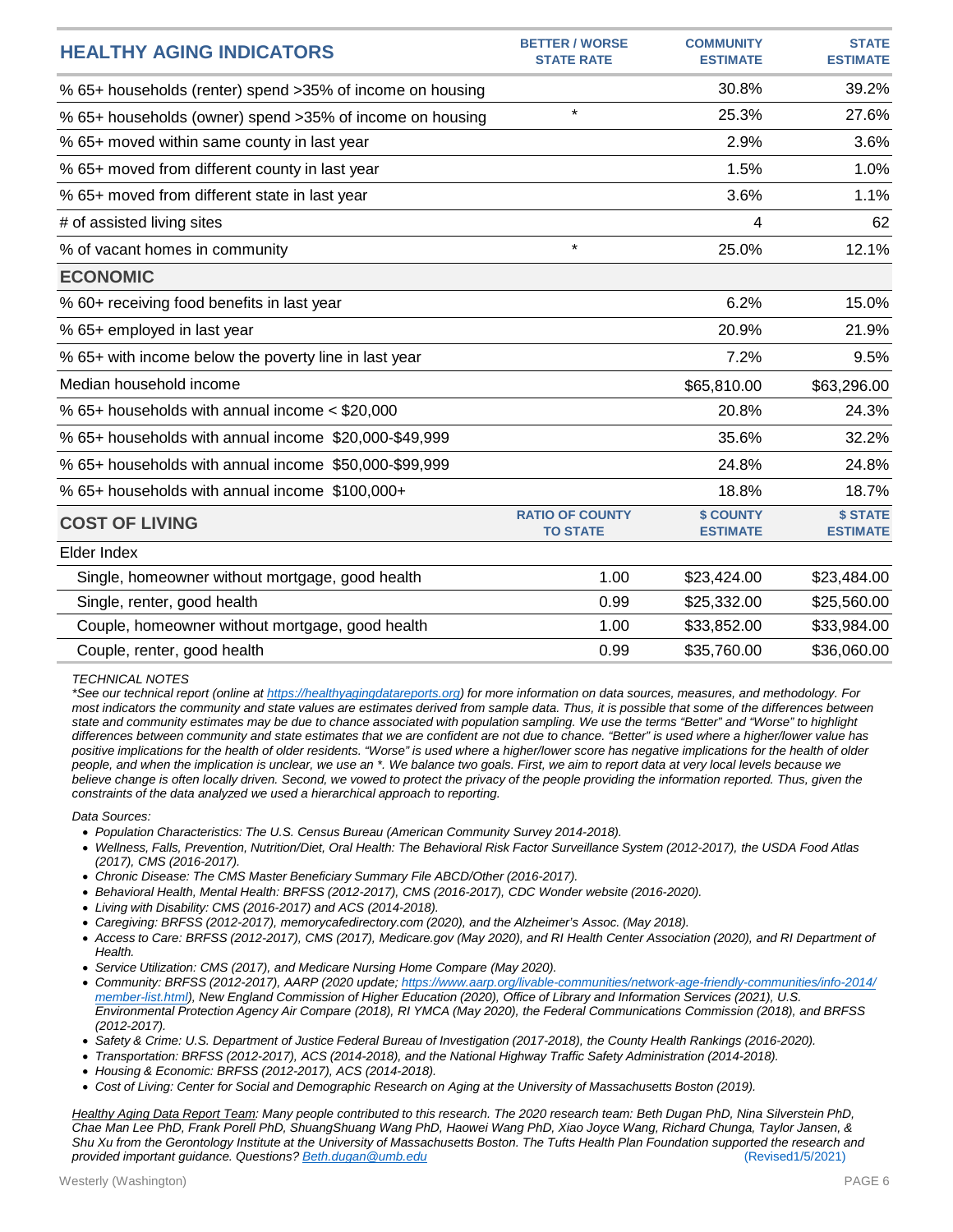| HEALTHY AGING INDICATORS | BETTER / WORSE STATE RATE | COMMUNITY ESTIMATE | STATE ESTIMATE |
|---|---|---|---|
| % 65+ households (renter) spend >35% of income on housing | | 30.8% | 39.2% |
| % 65+ households (owner) spend >35% of income on housing | * | 25.3% | 27.6% |
| % 65+ moved within same county in last year | | 2.9% | 3.6% |
| % 65+ moved from different county in last year | | 1.5% | 1.0% |
| % 65+ moved from different state in last year | | 3.6% | 1.1% |
| # of assisted living sites | | 4 | 62 |
| % of vacant homes in community | * | 25.0% | 12.1% |
| **ECONOMIC** | | | |
| % 60+ receiving food benefits in last year | | 6.2% | 15.0% |
| % 65+ employed in last year | | 20.9% | 21.9% |
| % 65+ with income below the poverty line in last year | | 7.2% | 9.5% |
| Median household income | | $65,810.00 | $63,296.00 |
| % 65+ households with annual income < $20,000 | | 20.8% | 24.3% |
| % 65+ households with annual income $20,000-$49,999 | | 35.6% | 32.2% |
| % 65+ households with annual income $50,000-$99,999 | | 24.8% | 24.8% |
| % 65+ households with annual income $100,000+ | | 18.8% | 18.7% |

| COST OF LIVING | RATIO OF COUNTY TO STATE | $ COUNTY ESTIMATE | $ STATE ESTIMATE |
|---|---|---|---|
| Elder Index | | | |
| Single, homeowner without mortgage, good health | 1.00 | $23,424.00 | $23,484.00 |
| Single, renter, good health | 0.99 | $25,332.00 | $25,560.00 |
| Couple, homeowner without mortgage, good health | 1.00 | $33,852.00 | $33,984.00 |
| Couple, renter, good health | 0.99 | $35,760.00 | $36,060.00 |

*TECHNICAL NOTES*

**See our technical report (online at https://healthyagingdatareports.org) for more information on data sources, measures, and methodology. For most indicators the community and state values are estimates derived from sample data. Thus, it is possible that some of the differences between state and community estimates may be due to chance associated with population sampling. We use the terms "Better" and "Worse" to highlight differences between community and state estimates that we are confident are not due to chance. "Better" is used where a higher/lower value has positive implications for the health of older residents. "Worse" is used where a higher/lower score has negative implications for the health of older people, and when the implication is unclear, we use an *. We balance two goals. First, we aim to report data at very local levels because we believe change is often locally driven. Second, we vowed to protect the privacy of the people providing the information reported. Thus, given the constraints of the data analyzed we used a hierarchical approach to reporting.*

*Data Sources:*

- *Population Characteristics: The U.S. Census Bureau (American Community Survey 2014-2018).*
- *Wellness, Falls, Prevention, Nutrition/Diet, Oral Health: The Behavioral Risk Factor Surveillance System (2012-2017), the USDA Food Atlas (2017), CMS (2016-2017).*
- *Chronic Disease: The CMS Master Beneficiary Summary File ABCD/Other (2016-2017).*
- *Behavioral Health, Mental Health: BRFSS (2012-2017), CMS (2016-2017), CDC Wonder website (2016-2020).*
- *Living with Disability: CMS (2016-2017) and ACS (2014-2018).*
- *Caregiving: BRFSS (2012-2017), memorycafedirectory.com (2020), and the Alzheimer's Assoc. (May 2018).*
- *Access to Care: BRFSS (2012-2017), CMS (2017), Medicare.gov (May 2020), and RI Health Center Association (2020), and RI Department of Health.*
- *Service Utilization: CMS (2017), and Medicare Nursing Home Compare (May 2020).*
- *Community: BRFSS (2012-2017), AARP (2020 update; https://www.aarp.org/livable-communities/network-age-friendly-communities/info-2014/member-list.html), New England Commission of Higher Education (2020), Office of Library and Information Services (2021), U.S. Environmental Protection Agency Air Compare (2018), RI YMCA (May 2020), the Federal Communications Commission (2018), and BRFSS (2012-2017).*
- *Safety & Crime: U.S. Department of Justice Federal Bureau of Investigation (2017-2018), the County Health Rankings (2016-2020).*
- *Transportation: BRFSS (2012-2017), ACS (2014-2018), and the National Highway Traffic Safety Administration (2014-2018).*
- *Housing & Economic: BRFSS (2012-2017), ACS (2014-2018).*
- *Cost of Living: Center for Social and Demographic Research on Aging at the University of Massachusetts Boston (2019).*

*Healthy Aging Data Report Team: Many people contributed to this research. The 2020 research team: Beth Dugan PhD, Nina Silverstein PhD, Chae Man Lee PhD, Frank Porell PhD, ShuangShuang Wang PhD, Haowei Wang PhD, Xiao Joyce Wang, Richard Chunga, Taylor Jansen, & Shu Xu from the Gerontology Institute at the University of Massachusetts Boston. The Tufts Health Plan Foundation supported the research and provided important guidance. Questions? Beth.dugan@umb.edu* (Revised1/5/2021)